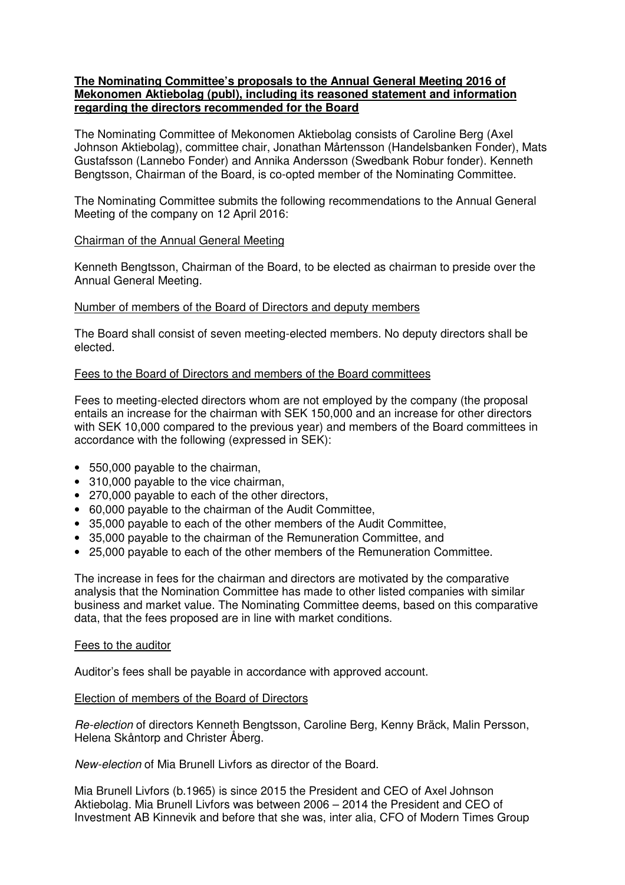**The Nominating Committee's proposals to the Annual General Meeting 2016 of Mekonomen Aktiebolag (publ), including its reasoned statement and information regarding the directors recommended for the Board**

The Nominating Committee of Mekonomen Aktiebolag consists of Caroline Berg (Axel Johnson Aktiebolag), committee chair, Jonathan Mårtensson (Handelsbanken Fonder), Mats Gustafsson (Lannebo Fonder) and Annika Andersson (Swedbank Robur fonder). Kenneth Bengtsson, Chairman of the Board, is co-opted member of the Nominating Committee.

The Nominating Committee submits the following recommendations to the Annual General Meeting of the company on 12 April 2016:

Chairman of the Annual General Meeting

Kenneth Bengtsson, Chairman of the Board, to be elected as chairman to preside over the Annual General Meeting.

Number of members of the Board of Directors and deputy members

The Board shall consist of seven meeting-elected members. No deputy directors shall be elected.

Fees to the Board of Directors and members of the Board committees

Fees to meeting-elected directors whom are not employed by the company (the proposal entails an increase for the chairman with SEK 150,000 and an increase for other directors with SEK 10,000 compared to the previous year) and members of the Board committees in accordance with the following (expressed in SEK):

- 550,000 payable to the chairman,
- 310,000 payable to the vice chairman,
- 270,000 payable to each of the other directors,
- 60,000 payable to the chairman of the Audit Committee,
- 35,000 payable to each of the other members of the Audit Committee,
- 35,000 payable to the chairman of the Remuneration Committee, and
- 25,000 payable to each of the other members of the Remuneration Committee.

The increase in fees for the chairman and directors are motivated by the comparative analysis that the Nomination Committee has made to other listed companies with similar business and market value. The Nominating Committee deems, based on this comparative data, that the fees proposed are in line with market conditions.

Fees to the auditor

Auditor's fees shall be payable in accordance with approved account.

Election of members of the Board of Directors

*Re-election* of directors Kenneth Bengtsson, Caroline Berg, Kenny Bräck, Malin Persson, Helena Skåntorp and Christer Åberg.

*New-election* of Mia Brunell Livfors as director of the Board.

Mia Brunell Livfors (b.1965) is since 2015 the President and CEO of Axel Johnson Aktiebolag. Mia Brunell Livfors was between 2006 – 2014 the President and CEO of Investment AB Kinnevik and before that she was, inter alia, CFO of Modern Times Group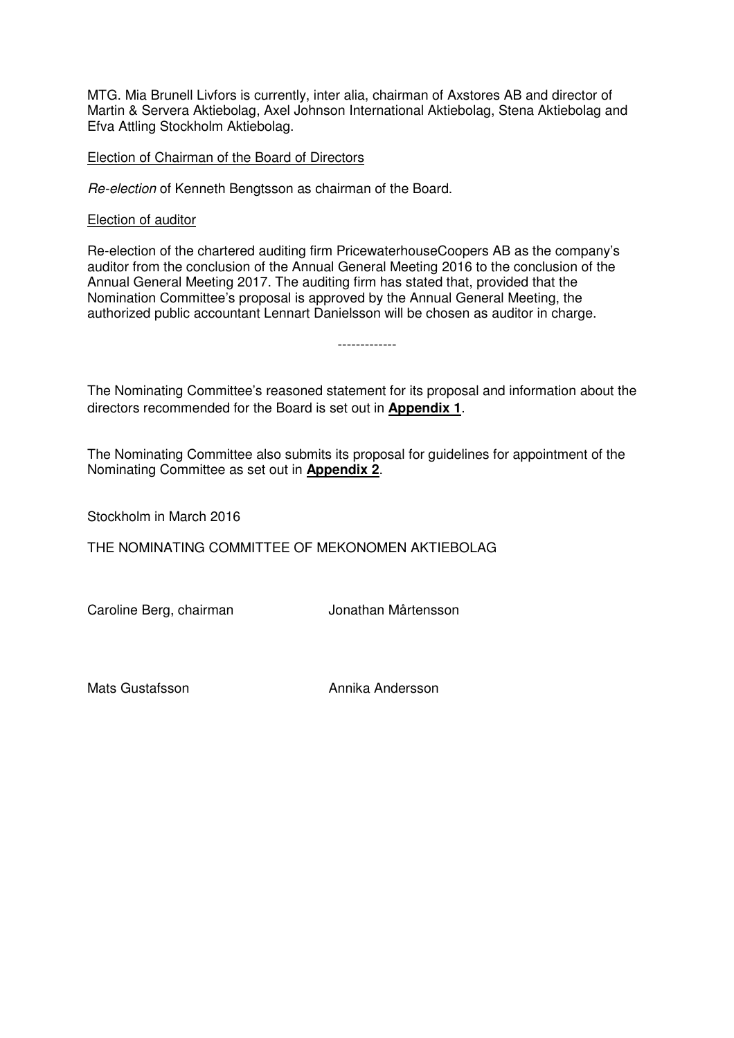MTG. Mia Brunell Livfors is currently, inter alia, chairman of Axstores AB and director of Martin & Servera Aktiebolag, Axel Johnson International Aktiebolag, Stena Aktiebolag and Efva Attling Stockholm Aktiebolag.

Election of Chairman of the Board of Directors

*Re-election* of Kenneth Bengtsson as chairman of the Board.

Election of auditor

Re-election of the chartered auditing firm PricewaterhouseCoopers AB as the company's auditor from the conclusion of the Annual General Meeting 2016 to the conclusion of the Annual General Meeting 2017. The auditing firm has stated that, provided that the Nomination Committee's proposal is approved by the Annual General Meeting, the authorized public accountant Lennart Danielsson will be chosen as auditor in charge.

-------------

The Nominating Committee's reasoned statement for its proposal and information about the directors recommended for the Board is set out in **Appendix 1**.

The Nominating Committee also submits its proposal for guidelines for appointment of the Nominating Committee as set out in **Appendix 2**.

Stockholm in March 2016

THE NOMINATING COMMITTEE OF MEKONOMEN AKTIEBOLAG

Caroline Berg, chairman

Jonathan Mårtensson

Mats Gustafsson

Annika Andersson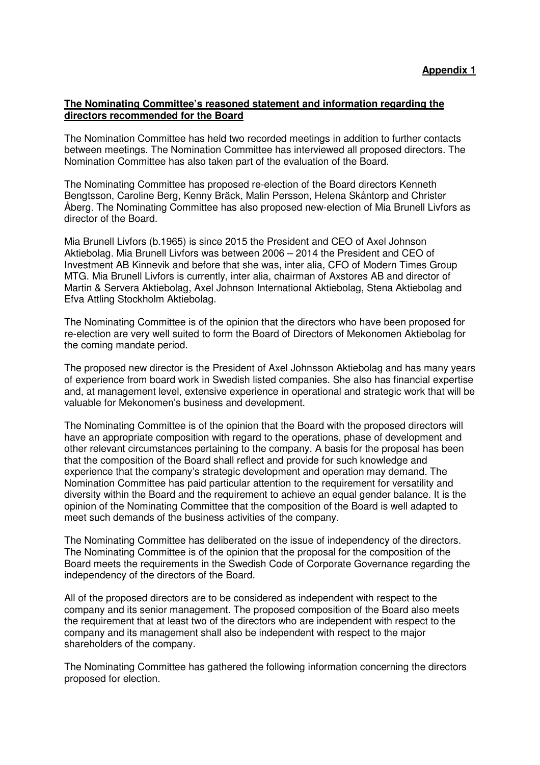**Appendix 1**

**The Nominating Committee's reasoned statement and information regarding the directors recommended for the Board**

The Nomination Committee has held two recorded meetings in addition to further contacts between meetings. The Nomination Committee has interviewed all proposed directors. The Nomination Committee has also taken part of the evaluation of the Board.

The Nominating Committee has proposed re-election of the Board directors Kenneth Bengtsson, Caroline Berg, Kenny Bräck, Malin Persson, Helena Skåntorp and Christer Åberg. The Nominating Committee has also proposed new-election of Mia Brunell Livfors as director of the Board.

Mia Brunell Livfors (b.1965) is since 2015 the President and CEO of Axel Johnson Aktiebolag. Mia Brunell Livfors was between 2006 – 2014 the President and CEO of Investment AB Kinnevik and before that she was, inter alia, CFO of Modern Times Group MTG. Mia Brunell Livfors is currently, inter alia, chairman of Axstores AB and director of Martin & Servera Aktiebolag, Axel Johnson International Aktiebolag, Stena Aktiebolag and Efva Attling Stockholm Aktiebolag.

The Nominating Committee is of the opinion that the directors who have been proposed for re-election are very well suited to form the Board of Directors of Mekonomen Aktiebolag for the coming mandate period.

The proposed new director is the President of Axel Johnsson Aktiebolag and has many years of experience from board work in Swedish listed companies. She also has financial expertise and, at management level, extensive experience in operational and strategic work that will be valuable for Mekonomen's business and development.

The Nominating Committee is of the opinion that the Board with the proposed directors will have an appropriate composition with regard to the operations, phase of development and other relevant circumstances pertaining to the company. A basis for the proposal has been that the composition of the Board shall reflect and provide for such knowledge and experience that the company's strategic development and operation may demand. The Nomination Committee has paid particular attention to the requirement for versatility and diversity within the Board and the requirement to achieve an equal gender balance. It is the opinion of the Nominating Committee that the composition of the Board is well adapted to meet such demands of the business activities of the company.

The Nominating Committee has deliberated on the issue of independency of the directors. The Nominating Committee is of the opinion that the proposal for the composition of the Board meets the requirements in the Swedish Code of Corporate Governance regarding the independency of the directors of the Board.

All of the proposed directors are to be considered as independent with respect to the company and its senior management. The proposed composition of the Board also meets the requirement that at least two of the directors who are independent with respect to the company and its management shall also be independent with respect to the major shareholders of the company.

The Nominating Committee has gathered the following information concerning the directors proposed for election.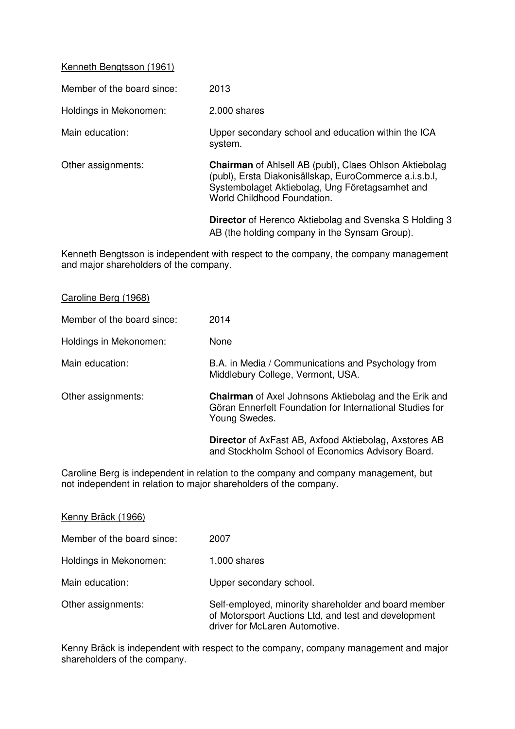Kenneth Bengtsson (1961)

| | |
|---|---|
| Member of the board since: | 2013 |
| Holdings in Mekonomen: | 2,000 shares |
| Main education: | Upper secondary school and education within the ICA system. |
| Other assignments: | **Chairman** of Ahlsell AB (publ), Claes Ohlson Aktiebolag (publ), Ersta Diakonisällskap, EuroCommerce a.i.s.b.l, Systembolaget Aktiebolag, Ung Företagsamhet and World Childhood Foundation.<br><br>**Director** of Herenco Aktiebolag and Svenska S Holding 3 AB (the holding company in the Synsam Group). |

Kenneth Bengtsson is independent with respect to the company, the company management and major shareholders of the company.

Caroline Berg (1968)

| | |
|---|---|
| Member of the board since: | 2014 |
| Holdings in Mekonomen: | None |
| Main education: | B.A. in Media / Communications and Psychology from Middlebury College, Vermont, USA. |
| Other assignments: | **Chairman** of Axel Johnsons Aktiebolag and the Erik and Göran Ennerfelt Foundation for International Studies for Young Swedes.<br><br>**Director** of AxFast AB, Axfood Aktiebolag, Axstores AB and Stockholm School of Economics Advisory Board. |

Caroline Berg is independent in relation to the company and company management, but not independent in relation to major shareholders of the company.

Kenny Bräck (1966)

| | |
|---|---|
| Member of the board since: | 2007 |
| Holdings in Mekonomen: | 1,000 shares |
| Main education: | Upper secondary school. |
| Other assignments: | Self-employed, minority shareholder and board member of Motorsport Auctions Ltd, and test and development driver for McLaren Automotive. |

Kenny Bräck is independent with respect to the company, company management and major shareholders of the company.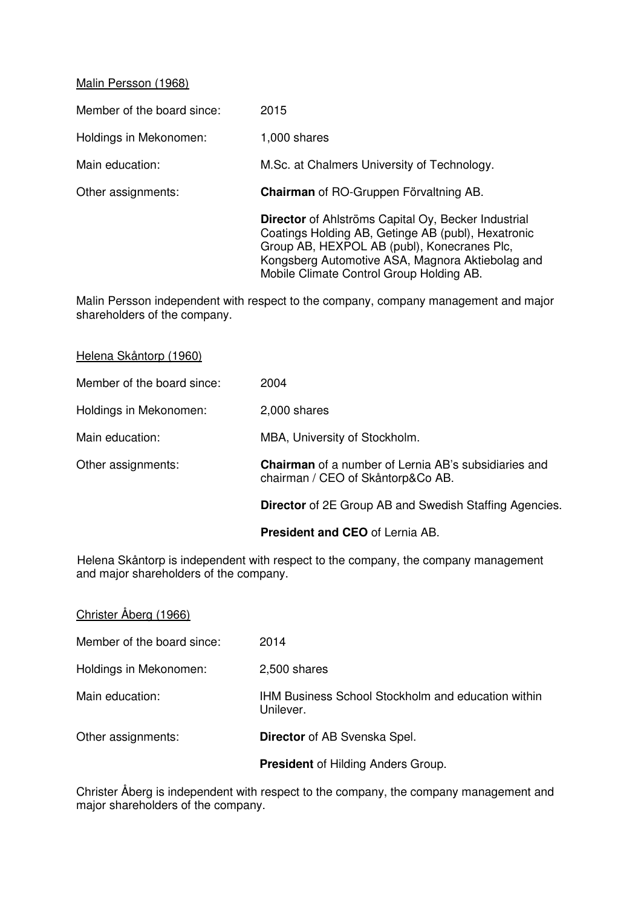Malin Persson (1968)

| | |
|---|---|
| Member of the board since: | 2015 |
| Holdings in Mekonomen: | 1,000 shares |
| Main education: | M.Sc. at Chalmers University of Technology. |
| Other assignments: | **Chairman** of RO-Gruppen Förvaltning AB. |
| | **Director** of Ahlströms Capital Oy, Becker Industrial Coatings Holding AB, Getinge AB (publ), Hexatronic Group AB, HEXPOL AB (publ), Konecranes Plc, Kongsberg Automotive ASA, Magnora Aktiebolag and Mobile Climate Control Group Holding AB. |

Malin Persson independent with respect to the company, company management and major shareholders of the company.

Helena Skåntorp (1960)

| | |
|---|---|
| Member of the board since: | 2004 |
| Holdings in Mekonomen: | 2,000 shares |
| Main education: | MBA, University of Stockholm. |
| Other assignments: | **Chairman** of a number of Lernia AB's subsidiaries and chairman / CEO of Skåntorp&Co AB. |
| | **Director** of 2E Group AB and Swedish Staffing Agencies. |
| | **President and CEO** of Lernia AB. |

Helena Skåntorp is independent with respect to the company, the company management and major shareholders of the company.

Christer Åberg (1966)

| | |
|---|---|
| Member of the board since: | 2014 |
| Holdings in Mekonomen: | 2,500 shares |
| Main education: | IHM Business School Stockholm and education within Unilever. |
| Other assignments: | **Director** of AB Svenska Spel. |
| | **President** of Hilding Anders Group. |

Christer Åberg is independent with respect to the company, the company management and major shareholders of the company.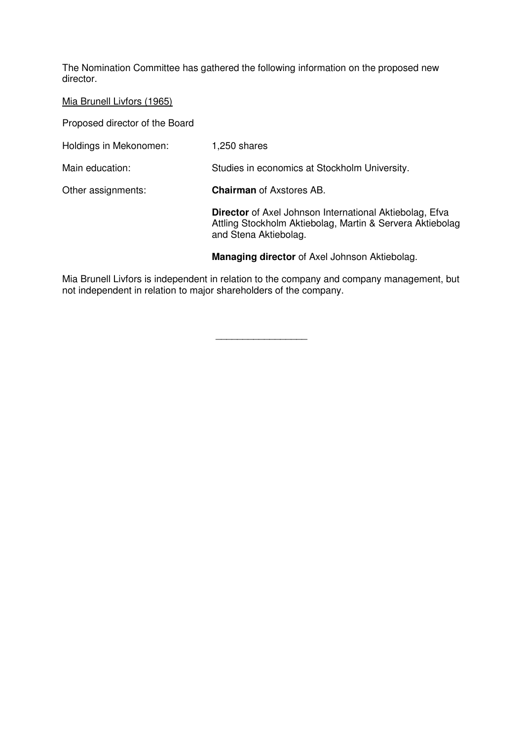The Nomination Committee has gathered the following information on the proposed new director.

Mia Brunell Livfors (1965)

Proposed director of the Board

| | |
|---|---|
| Holdings in Mekonomen: | 1,250 shares |
| Main education: | Studies in economics at Stockholm University. |
| Other assignments: | **Chairman** of Axstores AB. |
| | **Director** of Axel Johnson International Aktiebolag, Efva Attling Stockholm Aktiebolag, Martin & Servera Aktiebolag and Stena Aktiebolag. |
| | **Managing director** of Axel Johnson Aktiebolag. |

Mia Brunell Livfors is independent in relation to the company and company management, but not independent in relation to major shareholders of the company.

_________________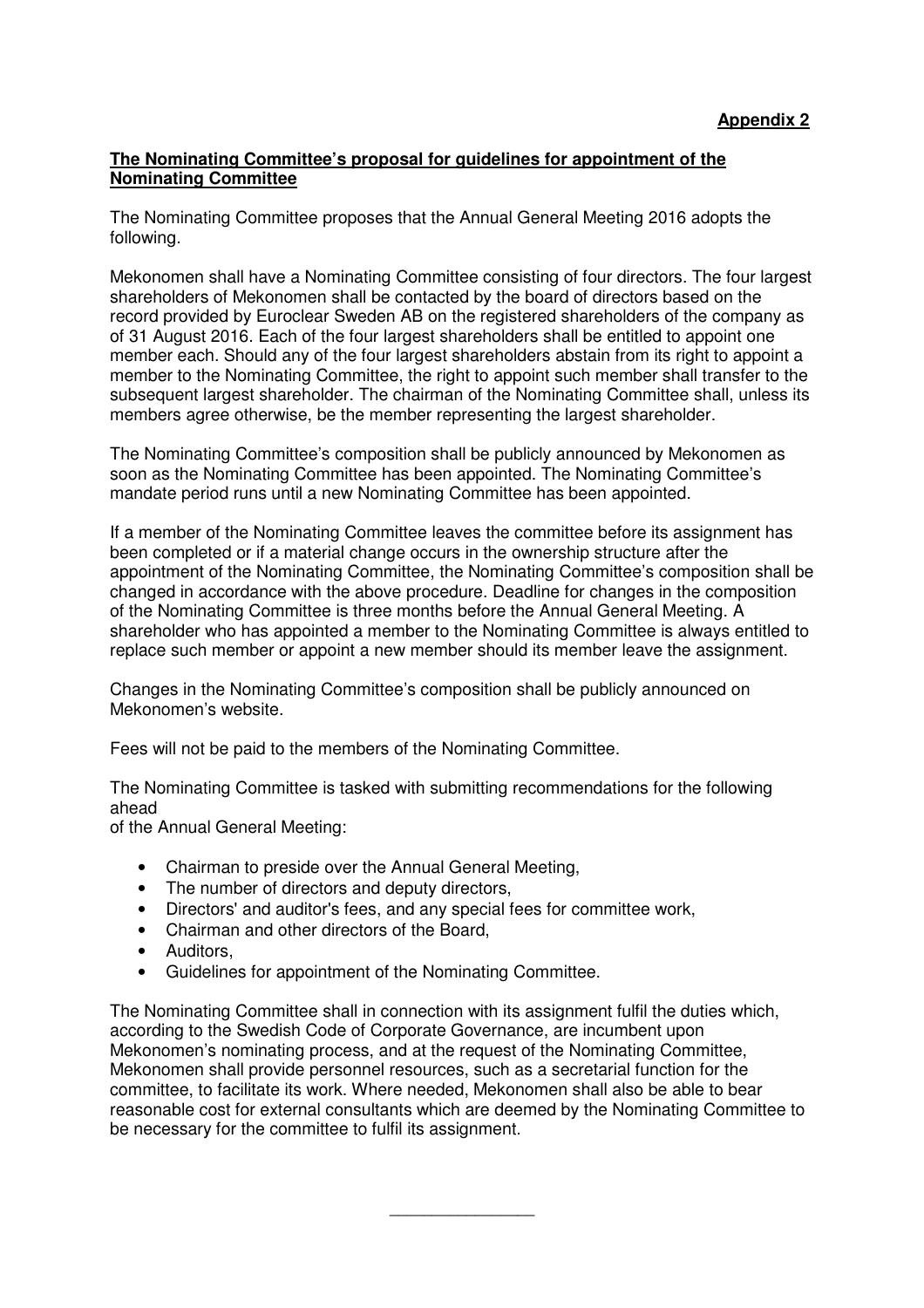**Appendix 2**

**The Nominating Committee's proposal for guidelines for appointment of the Nominating Committee**

The Nominating Committee proposes that the Annual General Meeting 2016 adopts the following.

Mekonomen shall have a Nominating Committee consisting of four directors. The four largest shareholders of Mekonomen shall be contacted by the board of directors based on the record provided by Euroclear Sweden AB on the registered shareholders of the company as of 31 August 2016. Each of the four largest shareholders shall be entitled to appoint one member each. Should any of the four largest shareholders abstain from its right to appoint a member to the Nominating Committee, the right to appoint such member shall transfer to the subsequent largest shareholder. The chairman of the Nominating Committee shall, unless its members agree otherwise, be the member representing the largest shareholder.

The Nominating Committee's composition shall be publicly announced by Mekonomen as soon as the Nominating Committee has been appointed. The Nominating Committee's mandate period runs until a new Nominating Committee has been appointed.

If a member of the Nominating Committee leaves the committee before its assignment has been completed or if a material change occurs in the ownership structure after the appointment of the Nominating Committee, the Nominating Committee's composition shall be changed in accordance with the above procedure. Deadline for changes in the composition of the Nominating Committee is three months before the Annual General Meeting. A shareholder who has appointed a member to the Nominating Committee is always entitled to replace such member or appoint a new member should its member leave the assignment.

Changes in the Nominating Committee's composition shall be publicly announced on Mekonomen's website.

Fees will not be paid to the members of the Nominating Committee.

The Nominating Committee is tasked with submitting recommendations for the following ahead
of the Annual General Meeting:

- Chairman to preside over the Annual General Meeting,
- The number of directors and deputy directors,
- Directors' and auditor's fees, and any special fees for committee work,
- Chairman and other directors of the Board,
- Auditors,
- Guidelines for appointment of the Nominating Committee.

The Nominating Committee shall in connection with its assignment fulfil the duties which, according to the Swedish Code of Corporate Governance, are incumbent upon Mekonomen's nominating process, and at the request of the Nominating Committee, Mekonomen shall provide personnel resources, such as a secretarial function for the committee, to facilitate its work. Where needed, Mekonomen shall also be able to bear reasonable cost for external consultants which are deemed by the Nominating Committee to be necessary for the committee to fulfil its assignment.

\_\_\_\_\_\_\_\_\_\_\_\_\_\_\_\_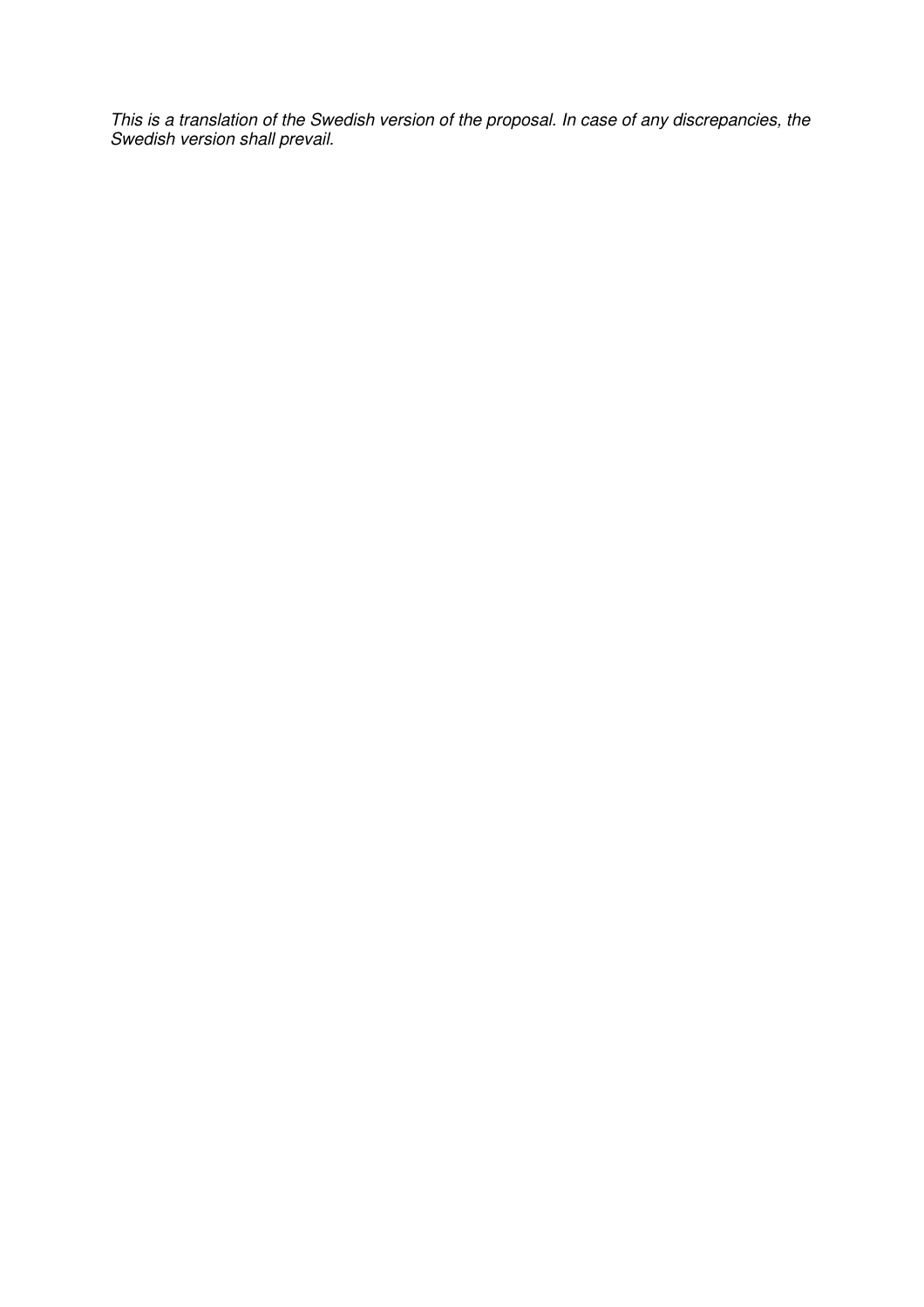*This is a translation of the Swedish version of the proposal. In case of any discrepancies, the Swedish version shall prevail.*